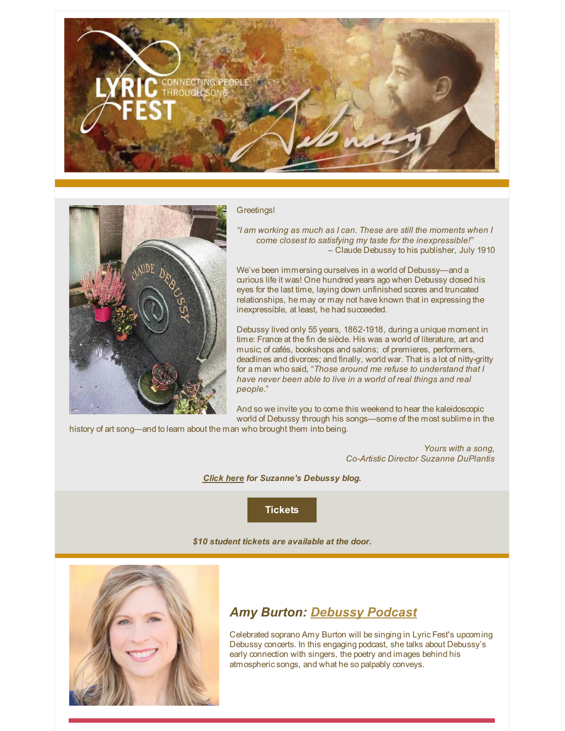Greetings!

*"I am working as much as I can. These are still the moments when I come closest to satisfying my taste for the inexpressible!"*
– Claude Debussy to his publisher, July 1910

We've been immersing ourselves in a world of Debussy—and a curious life it was! One hundred years ago when Debussy closed his eyes for the last time, laying down unfinished scores and truncated relationships, he may or may not have known that in expressing the inexpressible, at least, he had succeeded.

Debussy lived only 55 years, 1862-1918, during a unique moment in time: France at the fin de siècle. His was a world of literature, art and music; of cafés, bookshops and salons; of premieres, performers, deadlines and divorces; and finally, world war. That is a lot of nitty-gritty for a man who said, "*Those around me refuse to understand that I have never been able to live in a world of real things and real people.*"

And so we invite you to come this weekend to hear the kaleidoscopic world of Debussy through his songs—some of the most sublime in the history of art song—and to learn about the man who brought them into being.

*Yours with a song,*
*Co-Artistic Director Suzanne DuPlantis*

***Click here** for Suzanne's Debussy blog.*

**Tickets**

***$10 student tickets are available at the door.***

## *Amy Burton: Debussy Podcast*

Celebrated soprano Amy Burton will be singing in Lyric Fest's upcoming Debussy concerts. In this engaging podcast, she talks about Debussy's early connection with singers, the poetry and images behind his atmospheric songs, and what he so palpably conveys.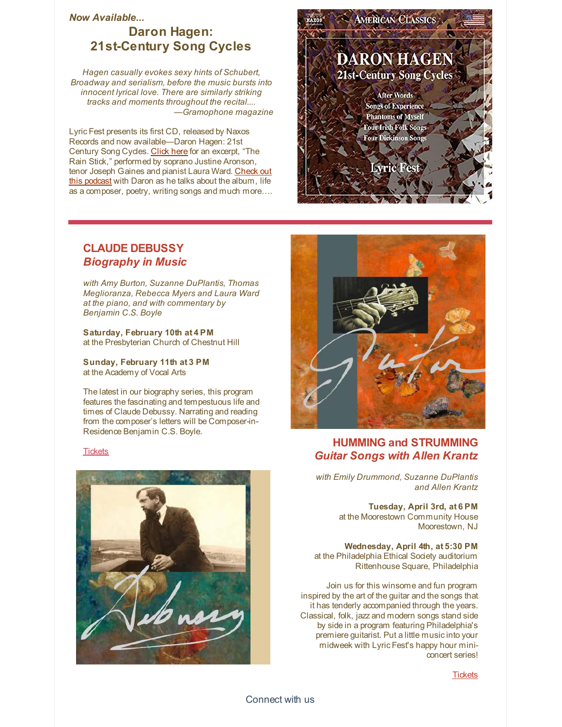*Now Available...*

## Daron Hagen: 21st-Century Song Cycles

*Hagen casually evokes sexy hints of Schubert, Broadway and serialism, before the music bursts into innocent lyrical love. There are similarly striking tracks and moments throughout the recital....*
*—Gramophone magazine*

Lyric Fest presents its first CD, released by Naxos Records and now available—Daron Hagen: 21st Century Song Cycles. Click here for an excerpt, "The Rain Stick," performed by soprano Justine Aronson, tenor Joseph Gaines and pianist Laura Ward. Check out this podcast with Daron as he talks about the album, life as a composer, poetry, writing songs and much more....

---

## CLAUDE DEBUSSY
### *Biography in Music*

*with Amy Burton, Suzanne DuPlantis, Thomas Meglioranza, Rebecca Myers and Laura Ward at the piano, and with commentary by Benjamin C.S. Boyle*

**Saturday, February 10th at 4 PM**
at the Presbyterian Church of Chestnut Hill

**Sunday, February 11th at 3 PM**
at the Academy of Vocal Arts

The latest in our biography series, this program features the fascinating and tempestuous life and times of Claude Debussy. Narrating and reading from the composer's letters will be Composer-in-Residence Benjamin C.S. Boyle.

Tickets

## HUMMING and STRUMMING
### *Guitar Songs with Allen Krantz*

*with Emily Drummond, Suzanne DuPlantis and Allen Krantz*

**Tuesday, April 3rd, at 6 PM**
at the Moorestown Community House
Moorestown, NJ

**Wednesday, April 4th, at 5:30 PM**
at the Philadelphia Ethical Society auditorium
Rittenhouse Square, Philadelphia

Join us for this winsome and fun program inspired by the art of the guitar and the songs that it has tenderly accompanied through the years. Classical, folk, jazz and modern songs stand side by side in a program featuring Philadelphia's premiere guitarist. Put a little music into your midweek with Lyric Fest's happy hour mini-concert series!

Tickets

Connect with us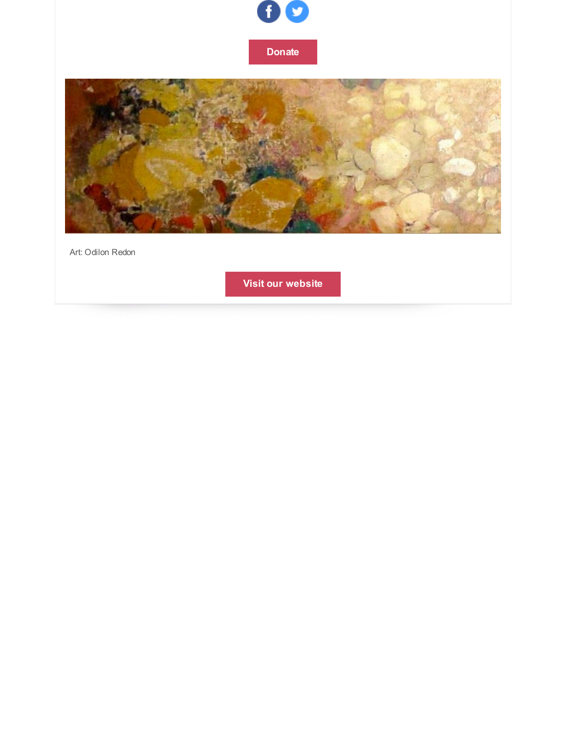Donate

Art: Odilon Redon

Visit our website